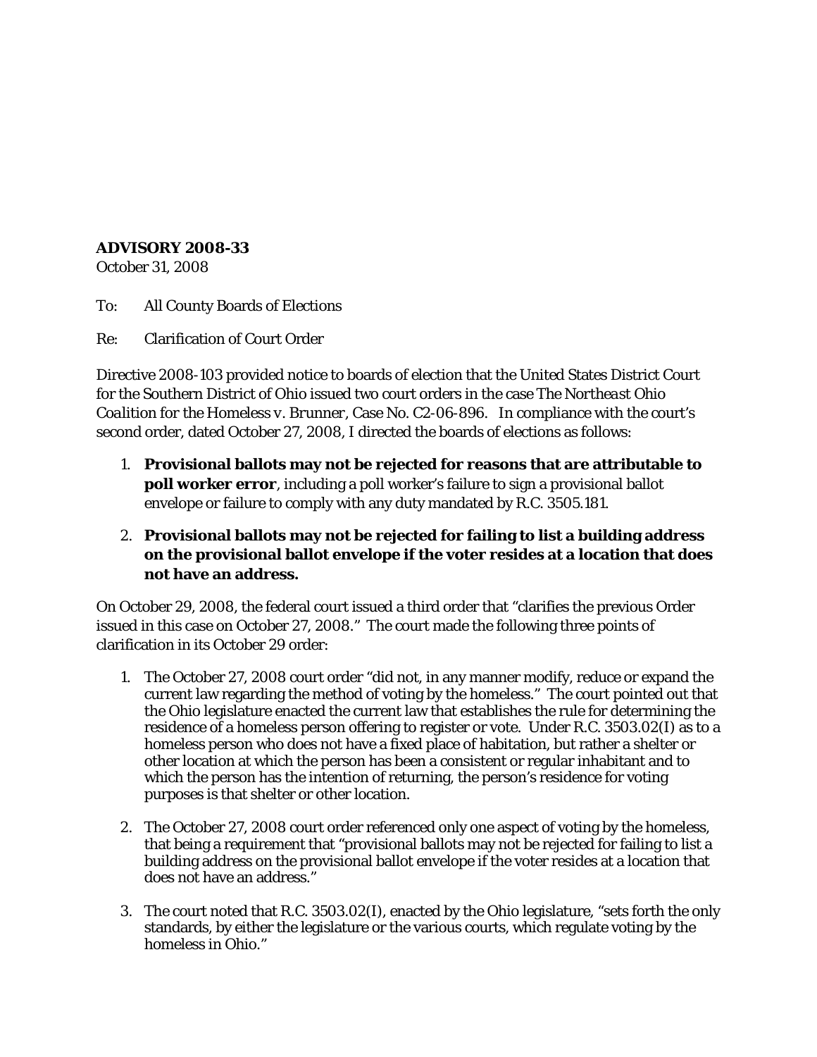**ADVISORY 2008-33**
October 31, 2008

To: All County Boards of Elections

Re: Clarification of Court Order

Directive 2008-103 provided notice to boards of election that the United States District Court for the Southern District of Ohio issued two court orders in the case *The Northeast Ohio Coalition for the Homeless v. Brunner*, Case No. C2-06-896. In compliance with the court's second order, dated October 27, 2008, I directed the boards of elections as follows:

1. **Provisional ballots may not be rejected for reasons that are attributable to poll worker error**, including a poll worker's failure to sign a provisional ballot envelope or failure to comply with any duty mandated by R.C. 3505.181.

2. **Provisional ballots may not be rejected for failing to list a building address on the provisional ballot envelope if the voter resides at a location that does not have an address.**

On October 29, 2008, the federal court issued a third order that "clarifies the previous Order issued in this case on October 27, 2008." The court made the following three points of clarification in its October 29 order:

1. The October 27, 2008 court order "did not, in any manner modify, reduce or expand the current law regarding the method of voting by the homeless." The court pointed out that the Ohio legislature enacted the current law that establishes the rule for determining the residence of a homeless person offering to register or vote. Under R.C. 3503.02(I) as to a homeless person who does not have a fixed place of habitation, but rather a shelter or other location at which the person has been a consistent or regular inhabitant and to which the person has the intention of returning, the person's residence for voting purposes is that shelter or other location.

2. The October 27, 2008 court order referenced only one aspect of voting by the homeless, that being a requirement that "provisional ballots may not be rejected for failing to list a building address on the provisional ballot envelope if the voter resides at a location that does not have an address."

3. The court noted that R.C. 3503.02(I), enacted by the Ohio legislature, "sets forth the only standards, by either the legislature or the various courts, which regulate voting by the homeless in Ohio."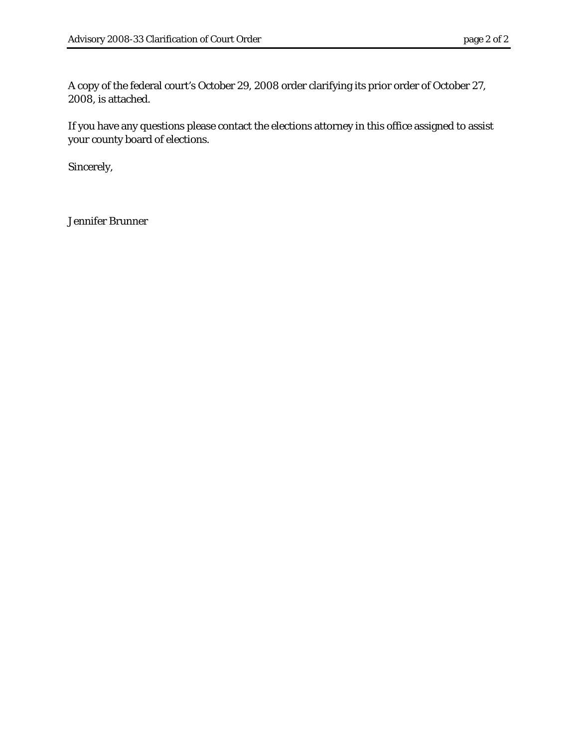A copy of the federal court's October 29, 2008 order clarifying its prior order of October 27, 2008, is attached.

If you have any questions please contact the elections attorney in this office assigned to assist your county board of elections.

Sincerely,

Jennifer Brunner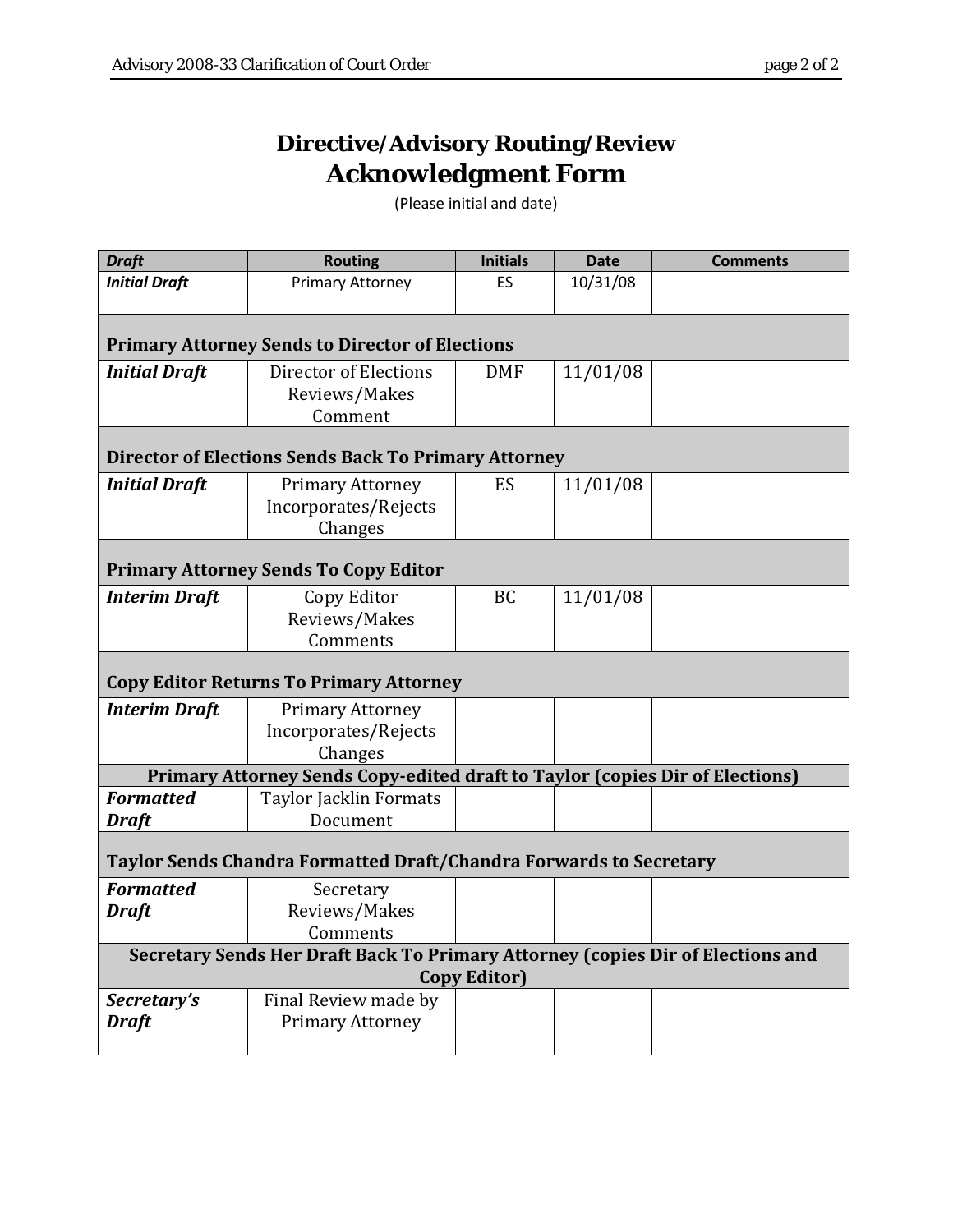# Directive/Advisory Routing/Review Acknowledgment Form

(Please initial and date)

| *Draft* | Routing | Initials | Date | Comments |
|---|---|---|---|---|
| ***Initial Draft*** | Primary Attorney | ES | 10/31/08 | |
| **Primary Attorney Sends to Director of Elections** | | | | |
| ***Initial Draft*** | Director of Elections Reviews/Makes Comment | DMF | 11/01/08 | |
| **Director of Elections Sends Back To Primary Attorney** | | | | |
| ***Initial Draft*** | Primary Attorney Incorporates/Rejects Changes | ES | 11/01/08 | |
| **Primary Attorney Sends To Copy Editor** | | | | |
| ***Interim Draft*** | Copy Editor Reviews/Makes Comments | BC | 11/01/08 | |
| **Copy Editor Returns To Primary Attorney** | | | | |
| ***Interim Draft*** | Primary Attorney Incorporates/Rejects Changes | | | |
| **Primary Attorney Sends Copy-edited draft to Taylor (copies Dir of Elections)** | | | | |
| ***Formatted Draft*** | Taylor Jacklin Formats Document | | | |
| **Taylor Sends Chandra Formatted Draft/Chandra Forwards to Secretary** | | | | |
| ***Formatted Draft*** | Secretary Reviews/Makes Comments | | | |
| **Secretary Sends Her Draft Back To Primary Attorney (copies Dir of Elections and Copy Editor)** | | | | |
| ***Secretary's Draft*** | Final Review made by Primary Attorney | | | |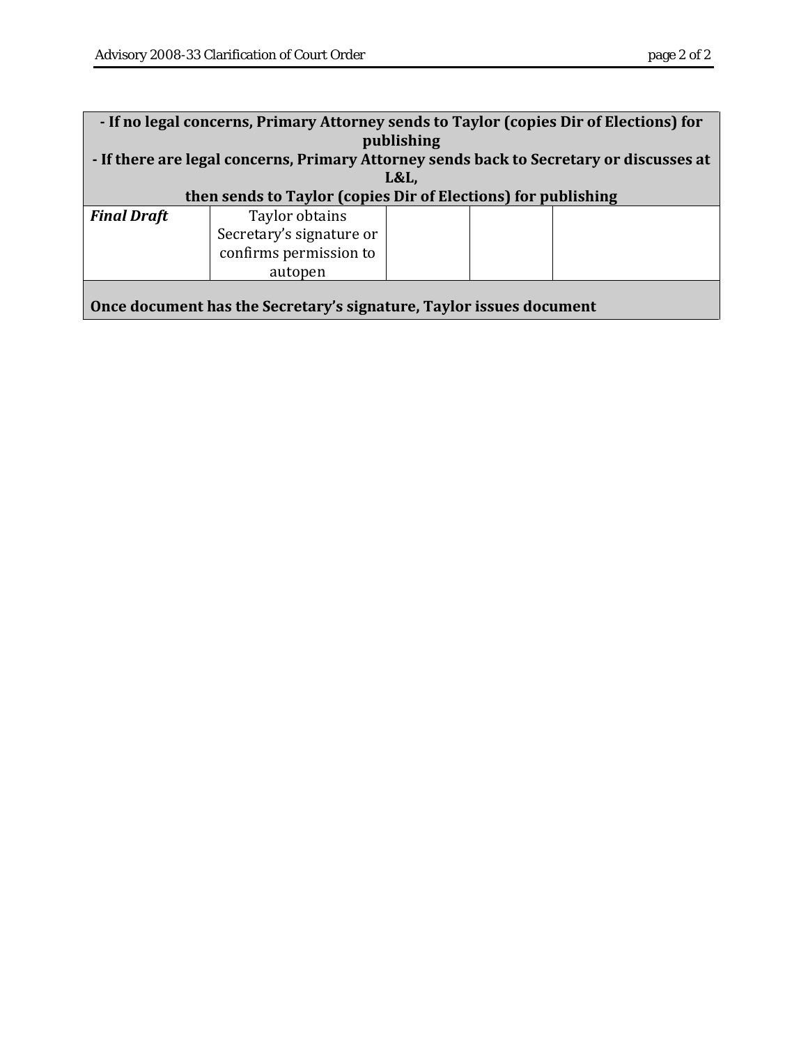| | | | | |
|---|---|---|---|---|
| **- If no legal concerns, Primary Attorney sends to Taylor (copies Dir of Elections) for publishing<br>- If there are legal concerns, Primary Attorney sends back to Secretary or discusses at L&L, then sends to Taylor (copies Dir of Elections) for publishing** | | | | |
| ***Final Draft*** | Taylor obtains Secretary's signature or confirms permission to autopen | | | |
| **Once document has the Secretary's signature, Taylor issues document** | | | | |